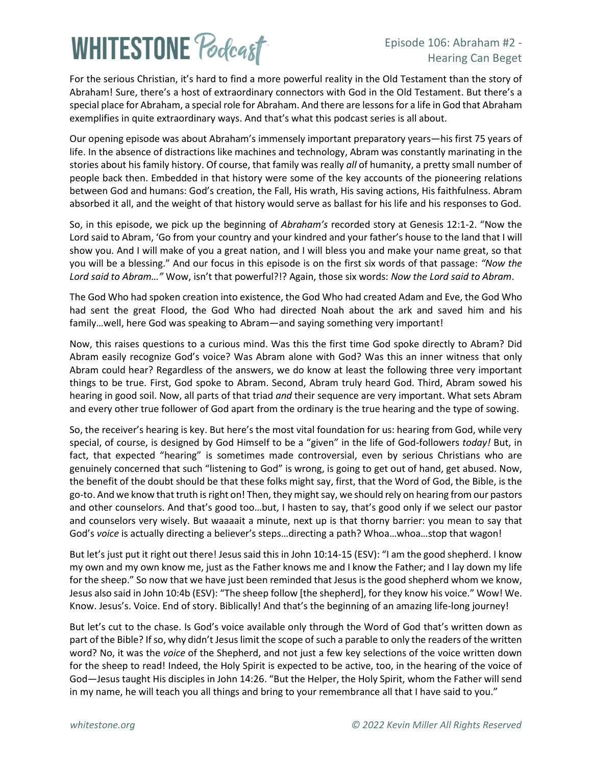For the serious Christian, it's hard to find a more powerful reality in the Old Testament than the story of Abraham! Sure, there's a host of extraordinary connectors with God in the Old Testament. But there's a special place for Abraham, a special role for Abraham. And there are lessons for a life in God that Abraham exemplifies in quite extraordinary ways. And that's what this podcast series is all about.

Our opening episode was about Abraham's immensely important preparatory years—his first 75 years of life. In the absence of distractions like machines and technology, Abram was constantly marinating in the stories about his family history. Of course, that family was really *all* of humanity, a pretty small number of people back then. Embedded in that history were some of the key accounts of the pioneering relations between God and humans: God's creation, the Fall, His wrath, His saving actions, His faithfulness. Abram absorbed it all, and the weight of that history would serve as ballast for his life and his responses to God.

So, in this episode, we pick up the beginning of *Abraham's* recorded story at Genesis 12:1-2. "Now the Lord said to Abram, 'Go from your country and your kindred and your father's house to the land that I will show you. And I will make of you a great nation, and I will bless you and make your name great, so that you will be a blessing." And our focus in this episode is on the first six words of that passage: *"Now the Lord said to Abram…"* Wow, isn't that powerful?!? Again, those six words: *Now the Lord said to Abram*.

The God Who had spoken creation into existence, the God Who had created Adam and Eve, the God Who had sent the great Flood, the God Who had directed Noah about the ark and saved him and his family…well, here God was speaking to Abram—and saying something very important!

Now, this raises questions to a curious mind. Was this the first time God spoke directly to Abram? Did Abram easily recognize God's voice? Was Abram alone with God? Was this an inner witness that only Abram could hear? Regardless of the answers, we do know at least the following three very important things to be true. First, God spoke to Abram. Second, Abram truly heard God. Third, Abram sowed his hearing in good soil. Now, all parts of that triad *and* their sequence are very important. What sets Abram and every other true follower of God apart from the ordinary is the true hearing and the type of sowing.

So, the receiver's hearing is key. But here's the most vital foundation for us: hearing from God, while very special, of course, is designed by God Himself to be a "given" in the life of God-followers *today!* But, in fact, that expected "hearing" is sometimes made controversial, even by serious Christians who are genuinely concerned that such "listening to God" is wrong, is going to get out of hand, get abused. Now, the benefit of the doubt should be that these folks might say, first, that the Word of God, the Bible, is the go-to. And we know that truth is right on! Then, they might say, we should rely on hearing from our pastors and other counselors. And that's good too…but, I hasten to say, that's good only if we select our pastor and counselors very wisely. But waaaait a minute, next up is that thorny barrier: you mean to say that God's *voice* is actually directing a believer's steps…directing a path? Whoa…whoa…stop that wagon!

But let's just put it right out there! Jesus said this in John 10:14-15 (ESV): "I am the good shepherd. I know my own and my own know me, just as the Father knows me and I know the Father; and I lay down my life for the sheep." So now that we have just been reminded that Jesus is the good shepherd whom we know, Jesus also said in John 10:4b (ESV): "The sheep follow [the shepherd], for they know his voice." Wow! We. Know. Jesus's. Voice. End of story. Biblically! And that's the beginning of an amazing life-long journey!

But let's cut to the chase. Is God's voice available only through the Word of God that's written down as part of the Bible? If so, why didn't Jesus limit the scope of such a parable to only the readers of the written word? No, it was the *voice* of the Shepherd, and not just a few key selections of the voice written down for the sheep to read! Indeed, the Holy Spirit is expected to be active, too, in the hearing of the voice of God—Jesus taught His disciples in John 14:26. "But the Helper, the Holy Spirit, whom the Father will send in my name, he will teach you all things and bring to your remembrance all that I have said to you."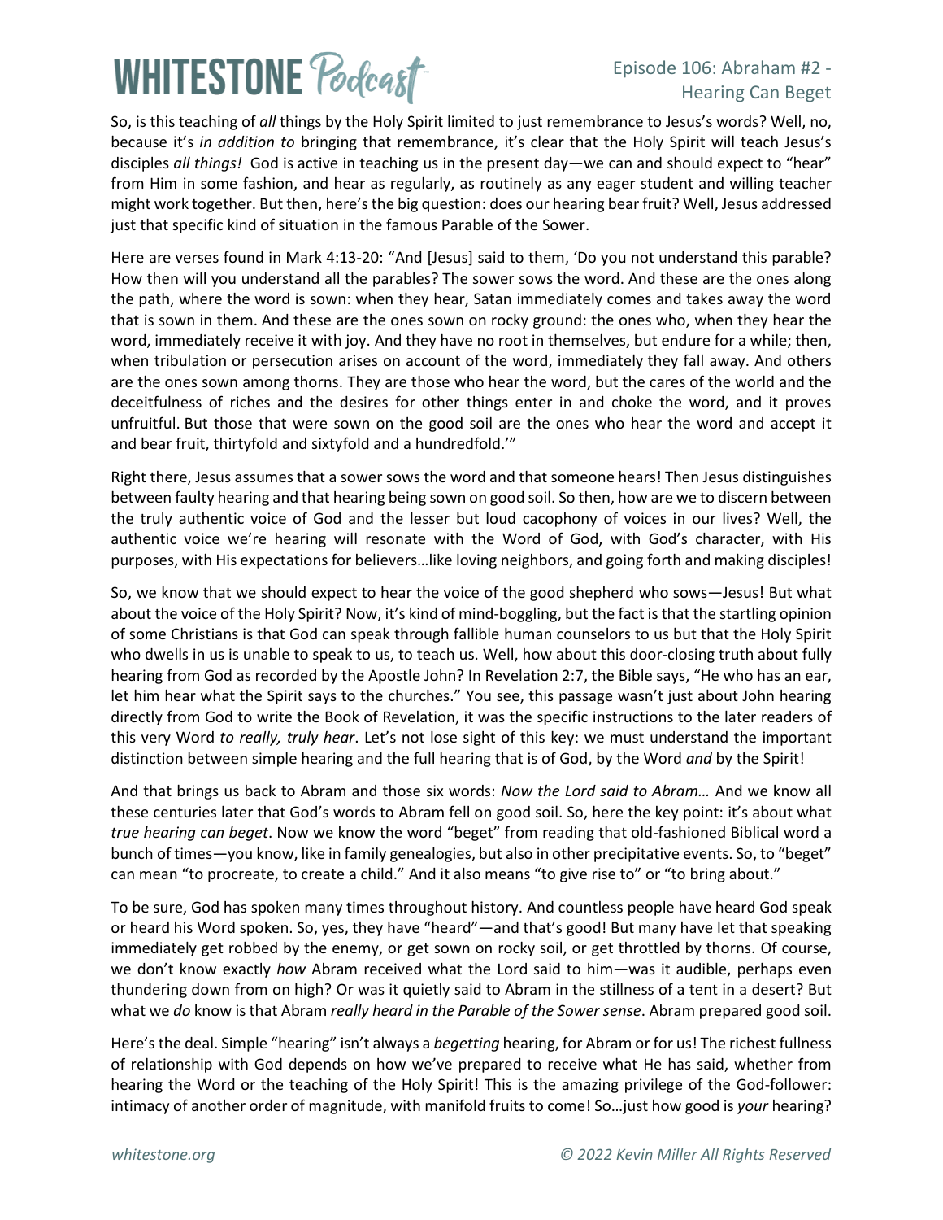So, is this teaching of *all* things by the Holy Spirit limited to just remembrance to Jesus's words? Well, no, because it's *in addition to* bringing that remembrance, it's clear that the Holy Spirit will teach Jesus's disciples *all things!* God is active in teaching us in the present day—we can and should expect to "hear" from Him in some fashion, and hear as regularly, as routinely as any eager student and willing teacher might work together. But then, here's the big question: does our hearing bear fruit? Well, Jesus addressed just that specific kind of situation in the famous Parable of the Sower.

Here are verses found in Mark 4:13-20: "And [Jesus] said to them, 'Do you not understand this parable? How then will you understand all the parables? The sower sows the word. And these are the ones along the path, where the word is sown: when they hear, Satan immediately comes and takes away the word that is sown in them. And these are the ones sown on rocky ground: the ones who, when they hear the word, immediately receive it with joy. And they have no root in themselves, but endure for a while; then, when tribulation or persecution arises on account of the word, immediately they fall away. And others are the ones sown among thorns. They are those who hear the word, but the cares of the world and the deceitfulness of riches and the desires for other things enter in and choke the word, and it proves unfruitful. But those that were sown on the good soil are the ones who hear the word and accept it and bear fruit, thirtyfold and sixtyfold and a hundredfold.'"

Right there, Jesus assumes that a sower sows the word and that someone hears! Then Jesus distinguishes between faulty hearing and that hearing being sown on good soil. So then, how are we to discern between the truly authentic voice of God and the lesser but loud cacophony of voices in our lives? Well, the authentic voice we're hearing will resonate with the Word of God, with God's character, with His purposes, with His expectations for believers…like loving neighbors, and going forth and making disciples!

So, we know that we should expect to hear the voice of the good shepherd who sows—Jesus! But what about the voice of the Holy Spirit? Now, it's kind of mind-boggling, but the fact is that the startling opinion of some Christians is that God can speak through fallible human counselors to us but that the Holy Spirit who dwells in us is unable to speak to us, to teach us. Well, how about this door-closing truth about fully hearing from God as recorded by the Apostle John? In Revelation 2:7, the Bible says, "He who has an ear, let him hear what the Spirit says to the churches." You see, this passage wasn't just about John hearing directly from God to write the Book of Revelation, it was the specific instructions to the later readers of this very Word *to really, truly hear*. Let's not lose sight of this key: we must understand the important distinction between simple hearing and the full hearing that is of God, by the Word *and* by the Spirit!

And that brings us back to Abram and those six words: *Now the Lord said to Abram…* And we know all these centuries later that God's words to Abram fell on good soil. So, here the key point: it's about what *true hearing can beget*. Now we know the word "beget" from reading that old-fashioned Biblical word a bunch of times—you know, like in family genealogies, but also in other precipitative events. So, to "beget" can mean "to procreate, to create a child." And it also means "to give rise to" or "to bring about."

To be sure, God has spoken many times throughout history. And countless people have heard God speak or heard his Word spoken. So, yes, they have "heard"—and that's good! But many have let that speaking immediately get robbed by the enemy, or get sown on rocky soil, or get throttled by thorns. Of course, we don't know exactly *how* Abram received what the Lord said to him—was it audible, perhaps even thundering down from on high? Or was it quietly said to Abram in the stillness of a tent in a desert? But what we *do* know is that Abram *really heard in the Parable of the Sower sense*. Abram prepared good soil.

Here's the deal. Simple "hearing" isn't always a *begetting* hearing, for Abram or for us! The richest fullness of relationship with God depends on how we've prepared to receive what He has said, whether from hearing the Word or the teaching of the Holy Spirit! This is the amazing privilege of the God-follower: intimacy of another order of magnitude, with manifold fruits to come! So…just how good is *your* hearing?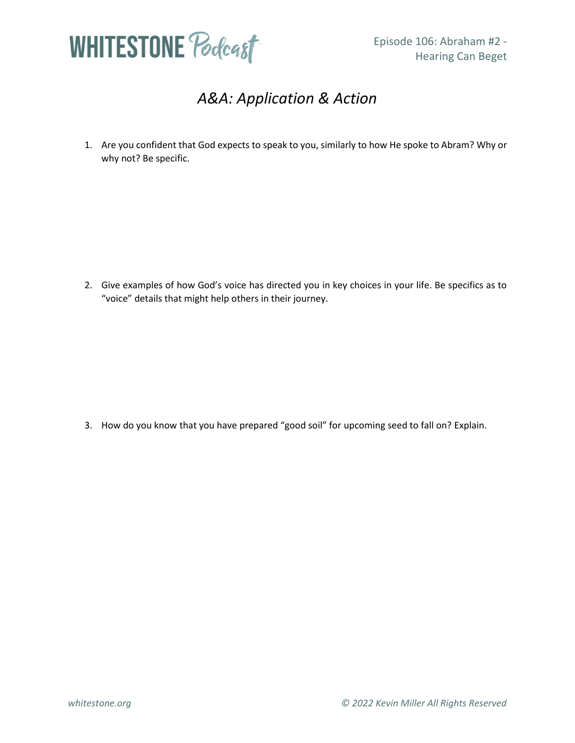# A&A: Application & Action

1. Are you confident that God expects to speak to you, similarly to how He spoke to Abram? Why or why not? Be specific.

2. Give examples of how God's voice has directed you in key choices in your life. Be specifics as to "voice" details that might help others in their journey.

3. How do you know that you have prepared "good soil" for upcoming seed to fall on? Explain.